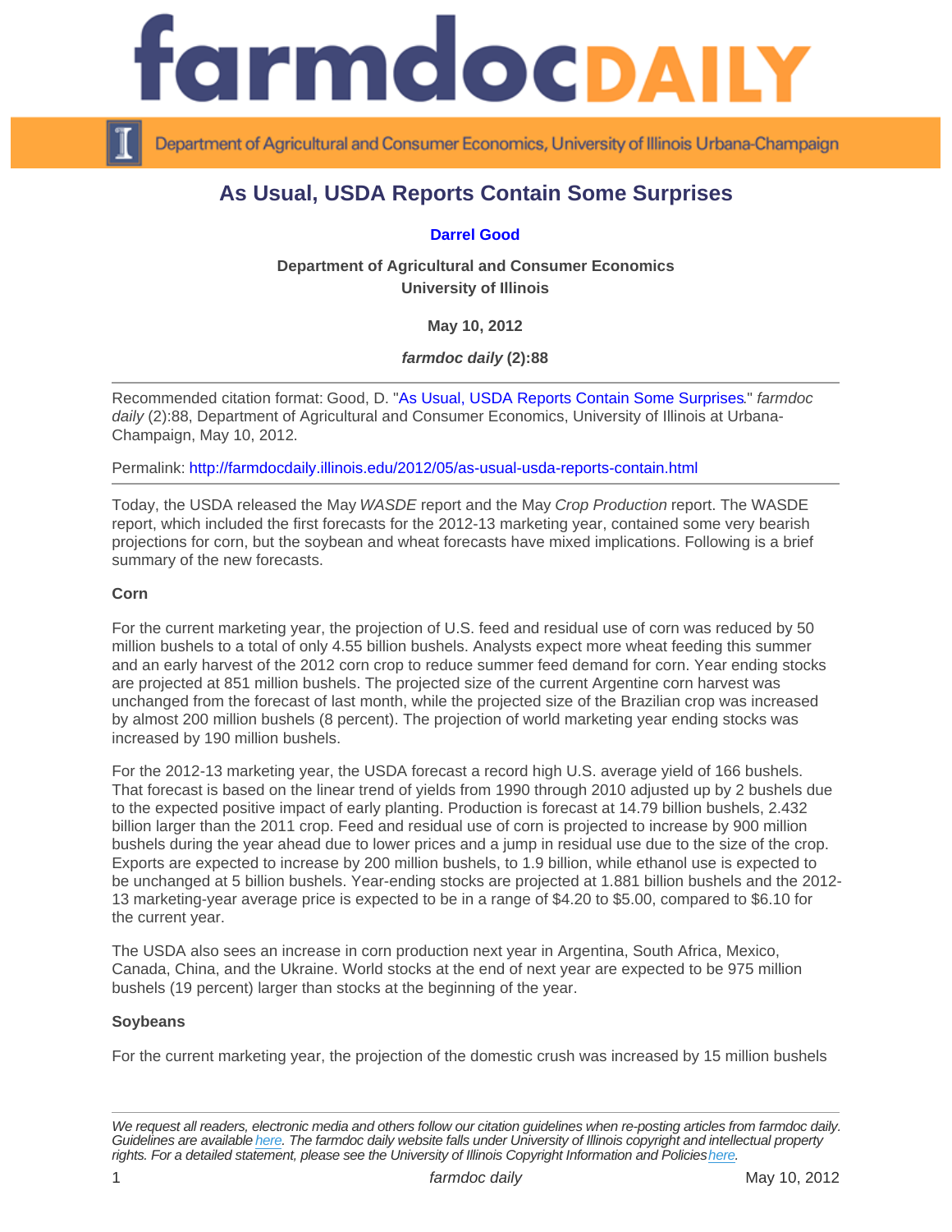# As Usual, USDA Reports Contain Some Surprises

**Darrel Good**

**Department of Agricultural and Consumer Economics**
**University of Illinois**

**May 10, 2012**

***farmdoc daily* (2):88**

Recommended citation format: Good, D. "As Usual, USDA Reports Contain Some Surprises." *farmdoc daily* (2):88, Department of Agricultural and Consumer Economics, University of Illinois at Urbana-Champaign, May 10, 2012.

Permalink: http://farmdocdaily.illinois.edu/2012/05/as-usual-usda-reports-contain.html

Today, the USDA released the May *WASDE* report and the May *Crop Production* report. The WASDE report, which included the first forecasts for the 2012-13 marketing year, contained some very bearish projections for corn, but the soybean and wheat forecasts have mixed implications. Following is a brief summary of the new forecasts.

**Corn**

For the current marketing year, the projection of U.S. feed and residual use of corn was reduced by 50 million bushels to a total of only 4.55 billion bushels. Analysts expect more wheat feeding this summer and an early harvest of the 2012 corn crop to reduce summer feed demand for corn. Year ending stocks are projected at 851 million bushels. The projected size of the current Argentine corn harvest was unchanged from the forecast of last month, while the projected size of the Brazilian crop was increased by almost 200 million bushels (8 percent). The projection of world marketing year ending stocks was increased by 190 million bushels.

For the 2012-13 marketing year, the USDA forecast a record high U.S. average yield of 166 bushels. That forecast is based on the linear trend of yields from 1990 through 2010 adjusted up by 2 bushels due to the expected positive impact of early planting. Production is forecast at 14.79 billion bushels, 2.432 billion larger than the 2011 crop. Feed and residual use of corn is projected to increase by 900 million bushels during the year ahead due to lower prices and a jump in residual use due to the size of the crop. Exports are expected to increase by 200 million bushels, to 1.9 billion, while ethanol use is expected to be unchanged at 5 billion bushels. Year-ending stocks are projected at 1.881 billion bushels and the 2012-13 marketing-year average price is expected to be in a range of $4.20 to $5.00, compared to $6.10 for the current year.

The USDA also sees an increase in corn production next year in Argentina, South Africa, Mexico, Canada, China, and the Ukraine. World stocks at the end of next year are expected to be 975 million bushels (19 percent) larger than stocks at the beginning of the year.

**Soybeans**

For the current marketing year, the projection of the domestic crush was increased by 15 million bushels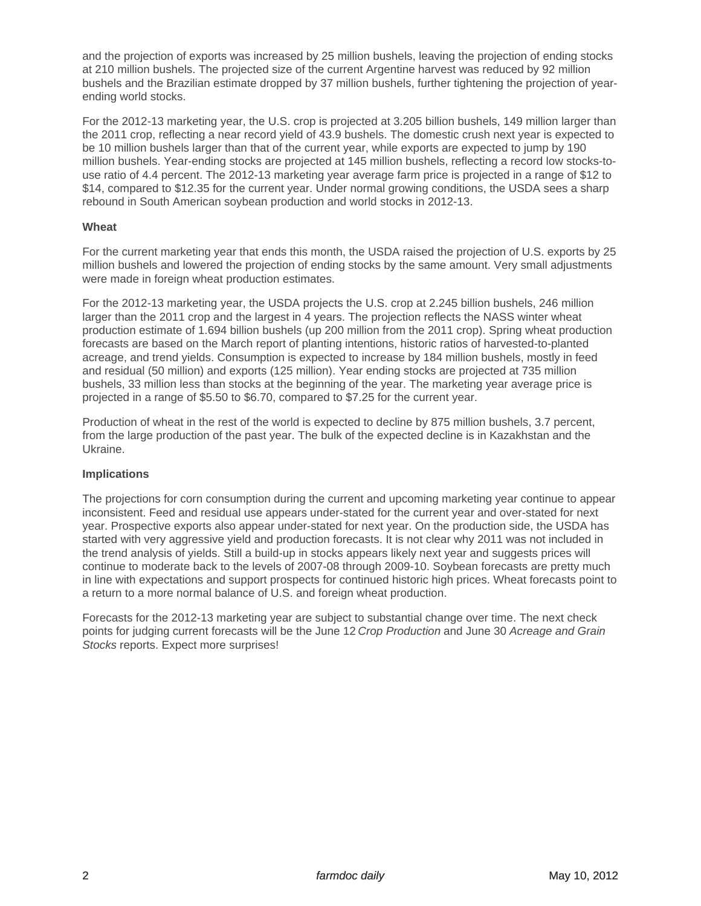and the projection of exports was increased by 25 million bushels, leaving the projection of ending stocks at 210 million bushels. The projected size of the current Argentine harvest was reduced by 92 million bushels and the Brazilian estimate dropped by 37 million bushels, further tightening the projection of year-ending world stocks.

For the 2012-13 marketing year, the U.S. crop is projected at 3.205 billion bushels, 149 million larger than the 2011 crop, reflecting a near record yield of 43.9 bushels. The domestic crush next year is expected to be 10 million bushels larger than that of the current year, while exports are expected to jump by 190 million bushels. Year-ending stocks are projected at 145 million bushels, reflecting a record low stocks-to-use ratio of 4.4 percent. The 2012-13 marketing year average farm price is projected in a range of $12 to $14, compared to $12.35 for the current year. Under normal growing conditions, the USDA sees a sharp rebound in South American soybean production and world stocks in 2012-13.

**Wheat**

For the current marketing year that ends this month, the USDA raised the projection of U.S. exports by 25 million bushels and lowered the projection of ending stocks by the same amount. Very small adjustments were made in foreign wheat production estimates.

For the 2012-13 marketing year, the USDA projects the U.S. crop at 2.245 billion bushels, 246 million larger than the 2011 crop and the largest in 4 years. The projection reflects the NASS winter wheat production estimate of 1.694 billion bushels (up 200 million from the 2011 crop). Spring wheat production forecasts are based on the March report of planting intentions, historic ratios of harvested-to-planted acreage, and trend yields. Consumption is expected to increase by 184 million bushels, mostly in feed and residual (50 million) and exports (125 million). Year ending stocks are projected at 735 million bushels, 33 million less than stocks at the beginning of the year. The marketing year average price is projected in a range of $5.50 to $6.70, compared to $7.25 for the current year.

Production of wheat in the rest of the world is expected to decline by 875 million bushels, 3.7 percent, from the large production of the past year. The bulk of the expected decline is in Kazakhstan and the Ukraine.

**Implications**

The projections for corn consumption during the current and upcoming marketing year continue to appear inconsistent. Feed and residual use appears under-stated for the current year and over-stated for next year. Prospective exports also appear under-stated for next year. On the production side, the USDA has started with very aggressive yield and production forecasts. It is not clear why 2011 was not included in the trend analysis of yields. Still a build-up in stocks appears likely next year and suggests prices will continue to moderate back to the levels of 2007-08 through 2009-10. Soybean forecasts are pretty much in line with expectations and support prospects for continued historic high prices. Wheat forecasts point to a return to a more normal balance of U.S. and foreign wheat production.

Forecasts for the 2012-13 marketing year are subject to substantial change over time. The next check points for judging current forecasts will be the June 12 *Crop Production* and June 30 *Acreage and Grain Stocks* reports. Expect more surprises!